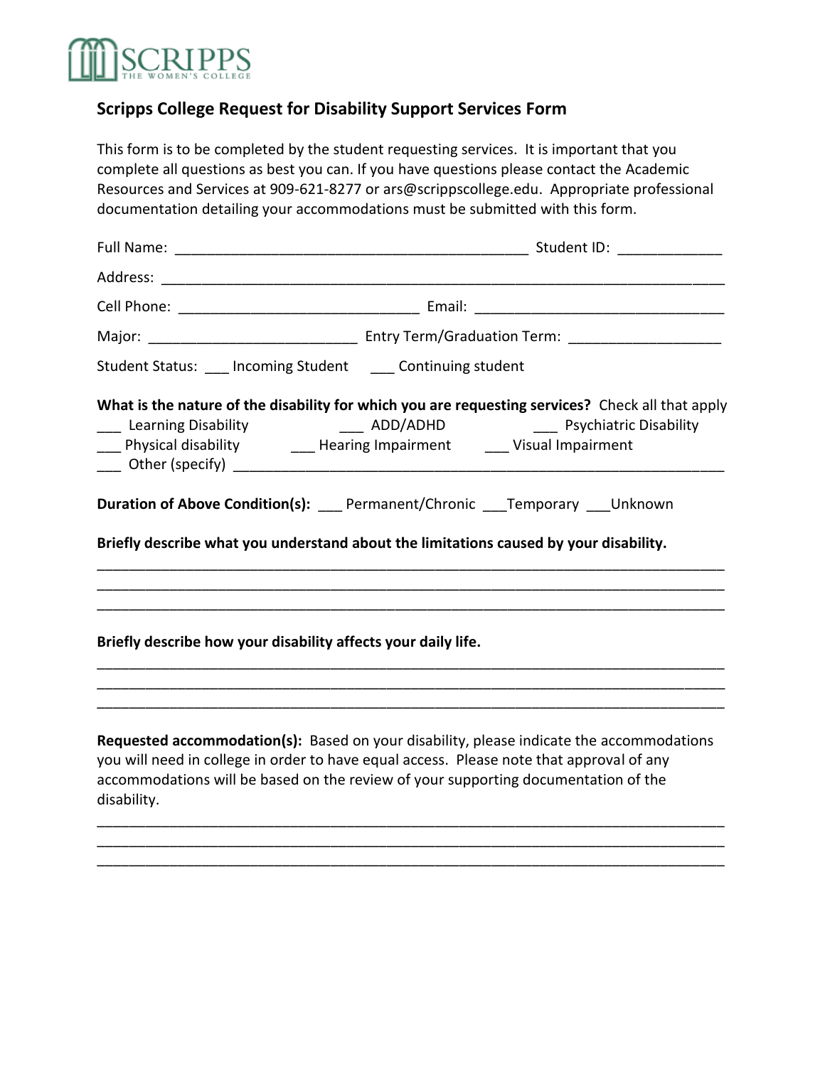SCRIPPS
THE WOMEN'S COLLEGE

## Scripps College Request for Disability Support Services Form

This form is to be completed by the student requesting services. It is important that you complete all questions as best you can. If you have questions please contact the Academic Resources and Services at 909-621-8277 or ars@scrippscollege.edu. Appropriate professional documentation detailing your accommodations must be submitted with this form.

Full Name: _____________________________________________ Student ID: _____________

Address: _________________________________________________________________________

Cell Phone: _______________________________ Email: ________________________________

Major: __________________________ Entry Term/Graduation Term: ___________________

Student Status: ___ Incoming Student ___ Continuing student

**What is the nature of the disability for which you are requesting services?** Check all that apply

___ Learning Disability ___ ADD/ADHD ___ Psychiatric Disability

___ Physical disability ___ Hearing Impairment ___ Visual Impairment

___ Other (specify) ______________________________________________________________

**Duration of Above Condition(s):** ___ Permanent/Chronic ___Temporary ___Unknown

**Briefly describe what you understand about the limitations caused by your disability.**

_____________________________________________________________________________

_____________________________________________________________________________

_____________________________________________________________________________

**Briefly describe how your disability affects your daily life.**

_____________________________________________________________________________

_____________________________________________________________________________

_____________________________________________________________________________

**Requested accommodation(s):** Based on your disability, please indicate the accommodations you will need in college in order to have equal access. Please note that approval of any accommodations will be based on the review of your supporting documentation of the disability.

_____________________________________________________________________________

_____________________________________________________________________________

_____________________________________________________________________________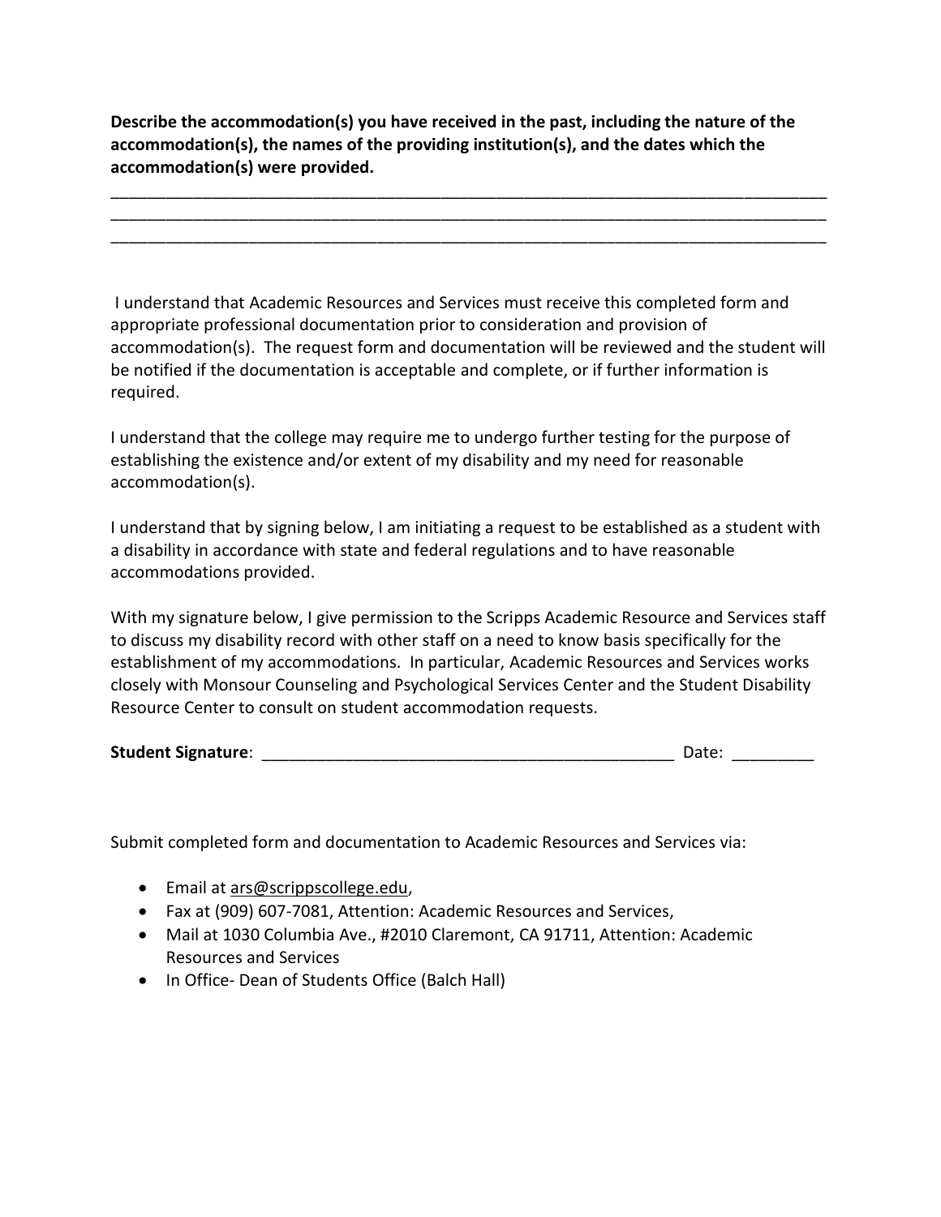**Describe the accommodation(s) you have received in the past, including the nature of the accommodation(s), the names of the providing institution(s), and the dates which the accommodation(s) were provided.**

_______________________________________________________________________________
_______________________________________________________________________________
_______________________________________________________________________________

I understand that Academic Resources and Services must receive this completed form and appropriate professional documentation prior to consideration and provision of accommodation(s). The request form and documentation will be reviewed and the student will be notified if the documentation is acceptable and complete, or if further information is required.

I understand that the college may require me to undergo further testing for the purpose of establishing the existence and/or extent of my disability and my need for reasonable accommodation(s).

I understand that by signing below, I am initiating a request to be established as a student with a disability in accordance with state and federal regulations and to have reasonable accommodations provided.

With my signature below, I give permission to the Scripps Academic Resource and Services staff to discuss my disability record with other staff on a need to know basis specifically for the establishment of my accommodations. In particular, Academic Resources and Services works closely with Monsour Counseling and Psychological Services Center and the Student Disability Resource Center to consult on student accommodation requests.

**Student Signature**: _____________________________________________ Date: _________

Submit completed form and documentation to Academic Resources and Services via:

- Email at ars@scrippscollege.edu,
- Fax at (909) 607-7081, Attention: Academic Resources and Services,
- Mail at 1030 Columbia Ave., #2010 Claremont, CA 91711, Attention: Academic Resources and Services
- In Office- Dean of Students Office (Balch Hall)